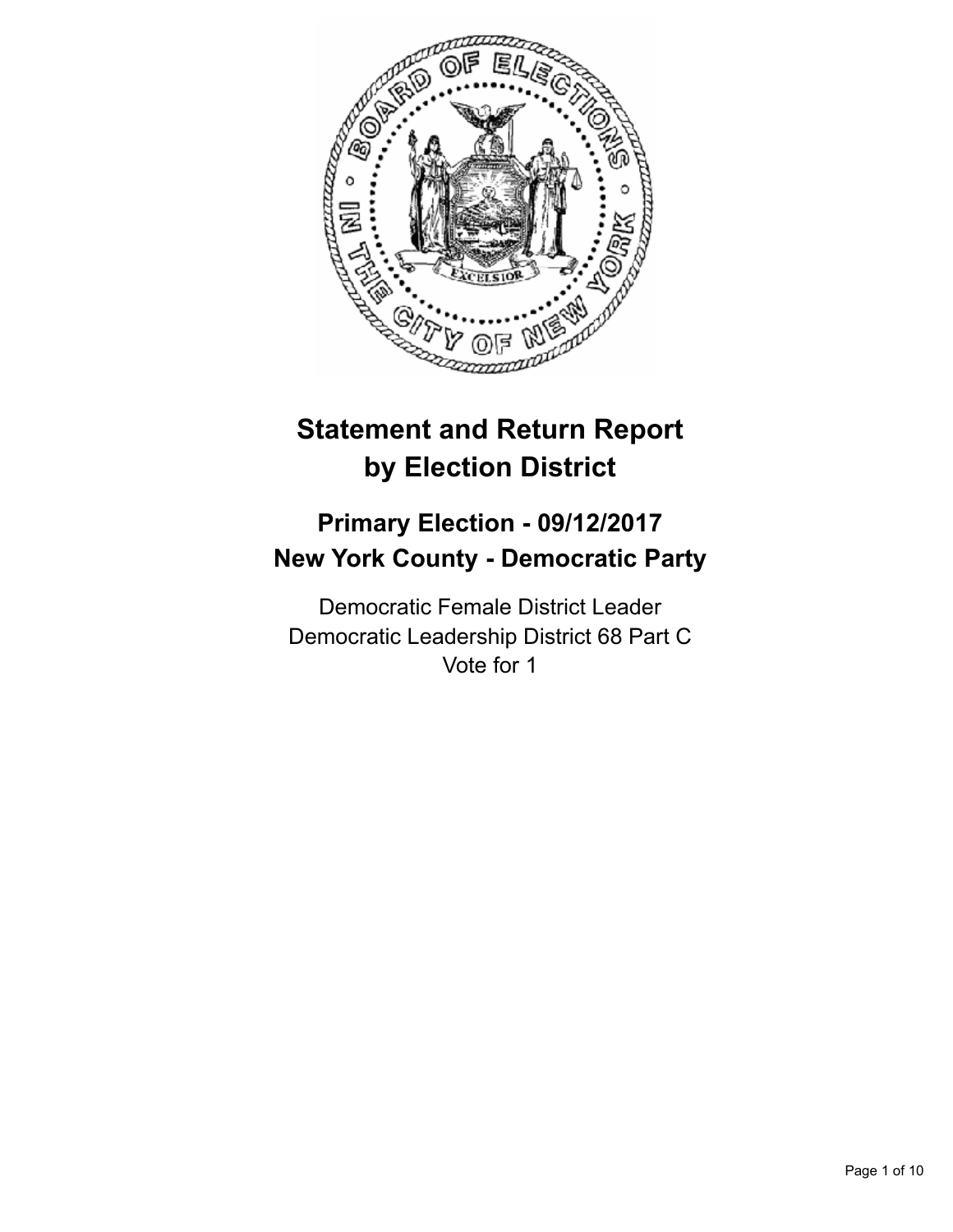# Statement and Return Report by Election District

## Primary Election - 09/12/2017
## New York County - Democratic Party

Democratic Female District Leader
Democratic Leadership District 68 Part C
Vote for 1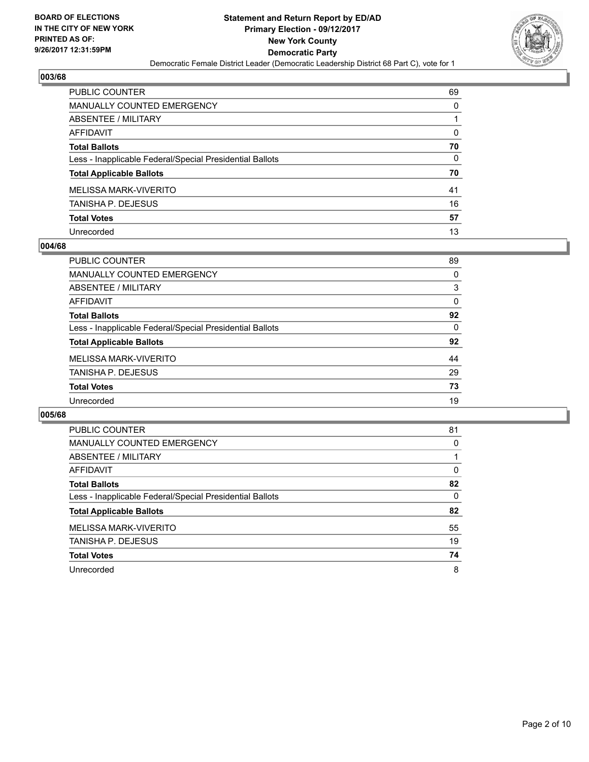BOARD OF ELECTIONS
IN THE CITY OF NEW YORK
PRINTED AS OF:
9/26/2017 12:31:59PM

**Statement and Return Report by ED/AD**
**Primary Election - 09/12/2017**
**New York County**
**Democratic Party**
Democratic Female District Leader (Democratic Leadership District 68 Part C), vote for 1

### 003/68

| | |
|---|---|
| PUBLIC COUNTER | 69 |
| MANUALLY COUNTED EMERGENCY | 0 |
| ABSENTEE / MILITARY | 1 |
| AFFIDAVIT | 0 |
| **Total Ballots** | **70** |
| Less - Inapplicable Federal/Special Presidential Ballots | 0 |
| **Total Applicable Ballots** | **70** |
| MELISSA MARK-VIVERITO | 41 |
| TANISHA P. DEJESUS | 16 |
| **Total Votes** | **57** |
| Unrecorded | 13 |

### 004/68

| | |
|---|---|
| PUBLIC COUNTER | 89 |
| MANUALLY COUNTED EMERGENCY | 0 |
| ABSENTEE / MILITARY | 3 |
| AFFIDAVIT | 0 |
| **Total Ballots** | **92** |
| Less - Inapplicable Federal/Special Presidential Ballots | 0 |
| **Total Applicable Ballots** | **92** |
| MELISSA MARK-VIVERITO | 44 |
| TANISHA P. DEJESUS | 29 |
| **Total Votes** | **73** |
| Unrecorded | 19 |

### 005/68

| | |
|---|---|
| PUBLIC COUNTER | 81 |
| MANUALLY COUNTED EMERGENCY | 0 |
| ABSENTEE / MILITARY | 1 |
| AFFIDAVIT | 0 |
| **Total Ballots** | **82** |
| Less - Inapplicable Federal/Special Presidential Ballots | 0 |
| **Total Applicable Ballots** | **82** |
| MELISSA MARK-VIVERITO | 55 |
| TANISHA P. DEJESUS | 19 |
| **Total Votes** | **74** |
| Unrecorded | 8 |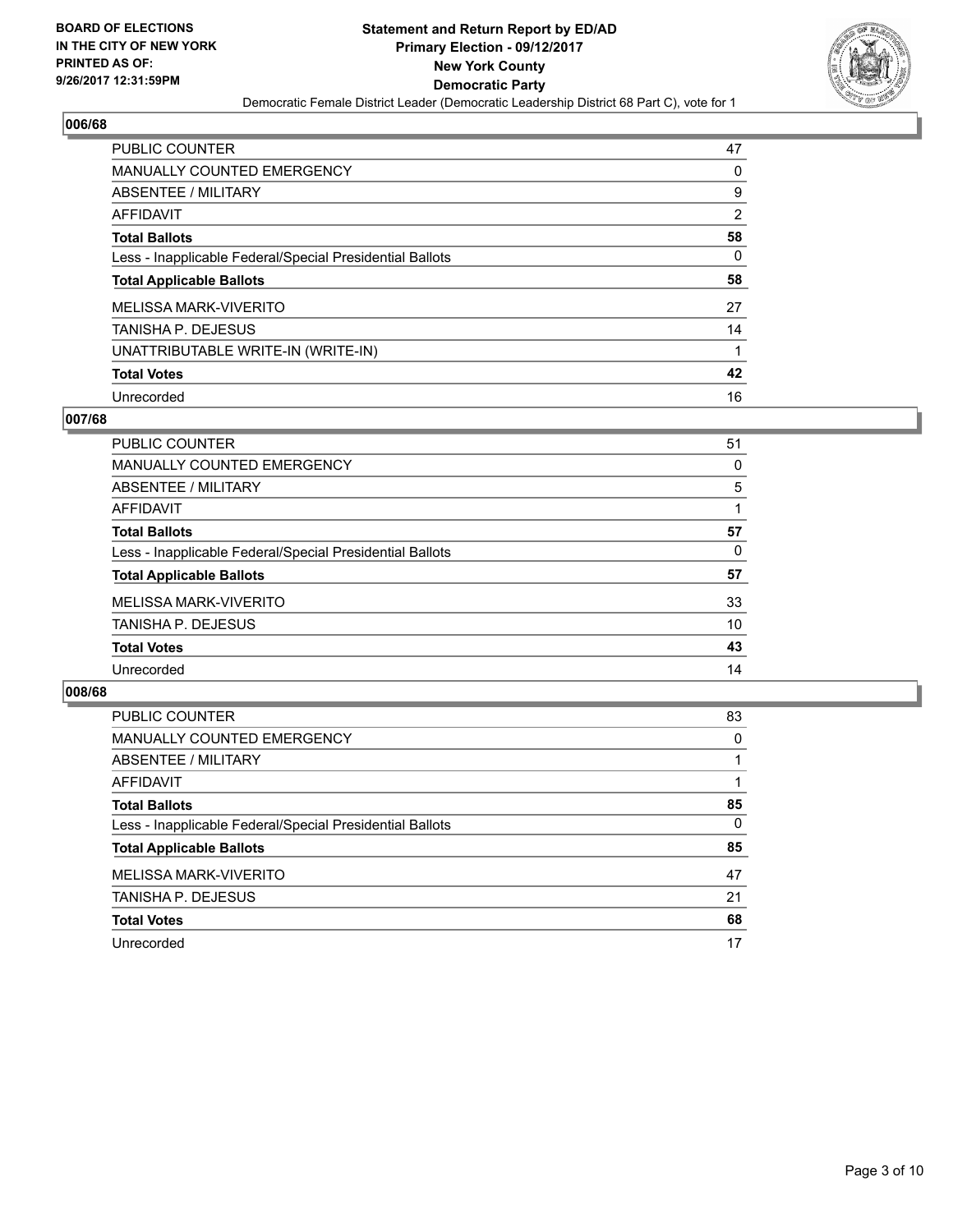**BOARD OF ELECTIONS IN THE CITY OF NEW YORK PRINTED AS OF: 9/26/2017 12:31:59PM**

**Statement and Return Report by ED/AD Primary Election - 09/12/2017 New York County Democratic Party**

Democratic Female District Leader (Democratic Leadership District 68 Part C), vote for 1

## 006/68

| | |
|---|---|
| PUBLIC COUNTER | 47 |
| MANUALLY COUNTED EMERGENCY | 0 |
| ABSENTEE / MILITARY | 9 |
| AFFIDAVIT | 2 |
| **Total Ballots** | **58** |
| Less - Inapplicable Federal/Special Presidential Ballots | 0 |
| **Total Applicable Ballots** | **58** |
| MELISSA MARK-VIVERITO | 27 |
| TANISHA P. DEJESUS | 14 |
| UNATTRIBUTABLE WRITE-IN (WRITE-IN) | 1 |
| **Total Votes** | **42** |
| Unrecorded | 16 |

## 007/68

| | |
|---|---|
| PUBLIC COUNTER | 51 |
| MANUALLY COUNTED EMERGENCY | 0 |
| ABSENTEE / MILITARY | 5 |
| AFFIDAVIT | 1 |
| **Total Ballots** | **57** |
| Less - Inapplicable Federal/Special Presidential Ballots | 0 |
| **Total Applicable Ballots** | **57** |
| MELISSA MARK-VIVERITO | 33 |
| TANISHA P. DEJESUS | 10 |
| **Total Votes** | **43** |
| Unrecorded | 14 |

## 008/68

| | |
|---|---|
| PUBLIC COUNTER | 83 |
| MANUALLY COUNTED EMERGENCY | 0 |
| ABSENTEE / MILITARY | 1 |
| AFFIDAVIT | 1 |
| **Total Ballots** | **85** |
| Less - Inapplicable Federal/Special Presidential Ballots | 0 |
| **Total Applicable Ballots** | **85** |
| MELISSA MARK-VIVERITO | 47 |
| TANISHA P. DEJESUS | 21 |
| **Total Votes** | **68** |
| Unrecorded | 17 |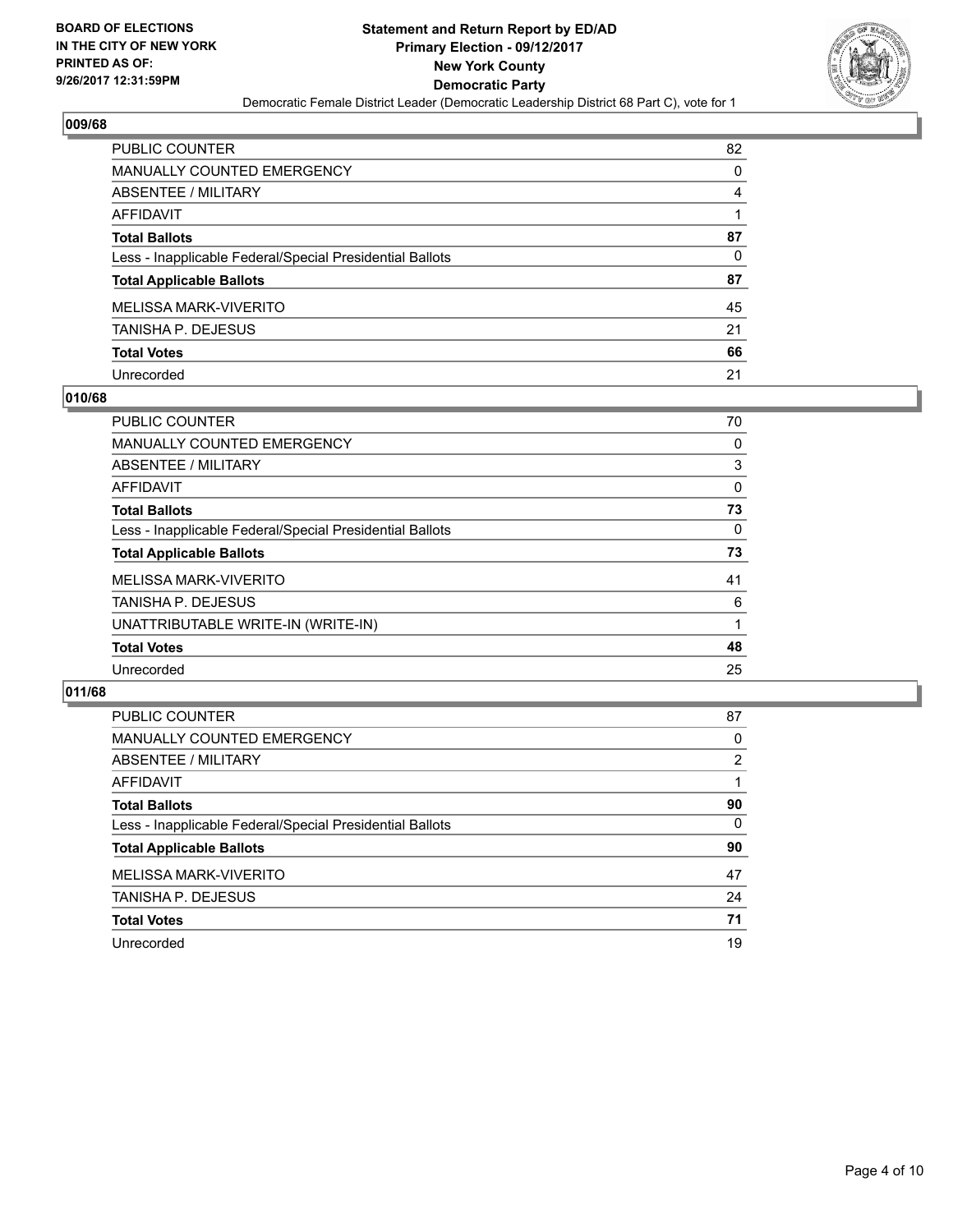## 009/68

| | |
|---|---|
| PUBLIC COUNTER | 82 |
| MANUALLY COUNTED EMERGENCY | 0 |
| ABSENTEE / MILITARY | 4 |
| AFFIDAVIT | 1 |
| **Total Ballots** | **87** |
| Less - Inapplicable Federal/Special Presidential Ballots | 0 |
| **Total Applicable Ballots** | **87** |
| MELISSA MARK-VIVERITO | 45 |
| TANISHA P. DEJESUS | 21 |
| **Total Votes** | **66** |
| Unrecorded | 21 |

## 010/68

| | |
|---|---|
| PUBLIC COUNTER | 70 |
| MANUALLY COUNTED EMERGENCY | 0 |
| ABSENTEE / MILITARY | 3 |
| AFFIDAVIT | 0 |
| **Total Ballots** | **73** |
| Less - Inapplicable Federal/Special Presidential Ballots | 0 |
| **Total Applicable Ballots** | **73** |
| MELISSA MARK-VIVERITO | 41 |
| TANISHA P. DEJESUS | 6 |
| UNATTRIBUTABLE WRITE-IN (WRITE-IN) | 1 |
| **Total Votes** | **48** |
| Unrecorded | 25 |

## 011/68

| | |
|---|---|
| PUBLIC COUNTER | 87 |
| MANUALLY COUNTED EMERGENCY | 0 |
| ABSENTEE / MILITARY | 2 |
| AFFIDAVIT | 1 |
| **Total Ballots** | **90** |
| Less - Inapplicable Federal/Special Presidential Ballots | 0 |
| **Total Applicable Ballots** | **90** |
| MELISSA MARK-VIVERITO | 47 |
| TANISHA P. DEJESUS | 24 |
| **Total Votes** | **71** |
| Unrecorded | 19 |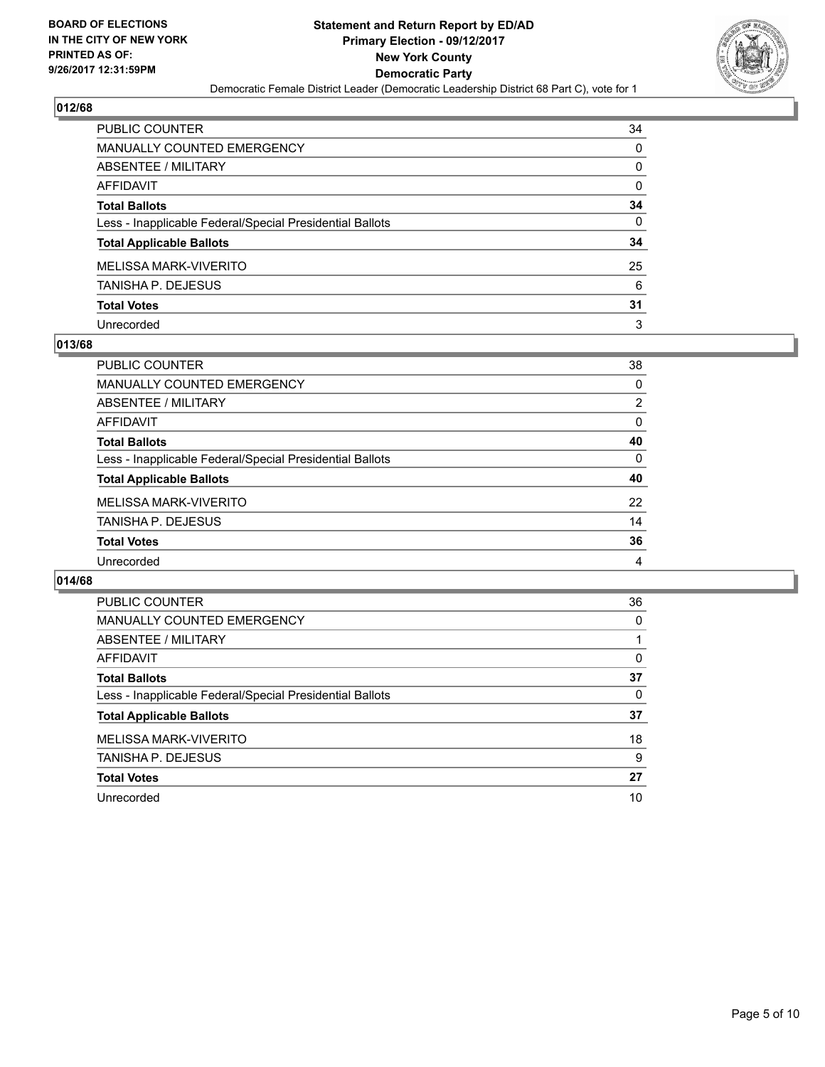**BOARD OF ELECTIONS IN THE CITY OF NEW YORK PRINTED AS OF: 9/26/2017 12:31:59PM**

**Statement and Return Report by ED/AD**
**Primary Election - 09/12/2017**
**New York County**
**Democratic Party**
Democratic Female District Leader (Democratic Leadership District 68 Part C), vote for 1

## 012/68

| | |
|---|---|
| PUBLIC COUNTER | 34 |
| MANUALLY COUNTED EMERGENCY | 0 |
| ABSENTEE / MILITARY | 0 |
| AFFIDAVIT | 0 |
| **Total Ballots** | **34** |
| Less - Inapplicable Federal/Special Presidential Ballots | 0 |
| **Total Applicable Ballots** | **34** |
| MELISSA MARK-VIVERITO | 25 |
| TANISHA P. DEJESUS | 6 |
| **Total Votes** | **31** |
| Unrecorded | 3 |

## 013/68

| | |
|---|---|
| PUBLIC COUNTER | 38 |
| MANUALLY COUNTED EMERGENCY | 0 |
| ABSENTEE / MILITARY | 2 |
| AFFIDAVIT | 0 |
| **Total Ballots** | **40** |
| Less - Inapplicable Federal/Special Presidential Ballots | 0 |
| **Total Applicable Ballots** | **40** |
| MELISSA MARK-VIVERITO | 22 |
| TANISHA P. DEJESUS | 14 |
| **Total Votes** | **36** |
| Unrecorded | 4 |

## 014/68

| | |
|---|---|
| PUBLIC COUNTER | 36 |
| MANUALLY COUNTED EMERGENCY | 0 |
| ABSENTEE / MILITARY | 1 |
| AFFIDAVIT | 0 |
| **Total Ballots** | **37** |
| Less - Inapplicable Federal/Special Presidential Ballots | 0 |
| **Total Applicable Ballots** | **37** |
| MELISSA MARK-VIVERITO | 18 |
| TANISHA P. DEJESUS | 9 |
| **Total Votes** | **27** |
| Unrecorded | 10 |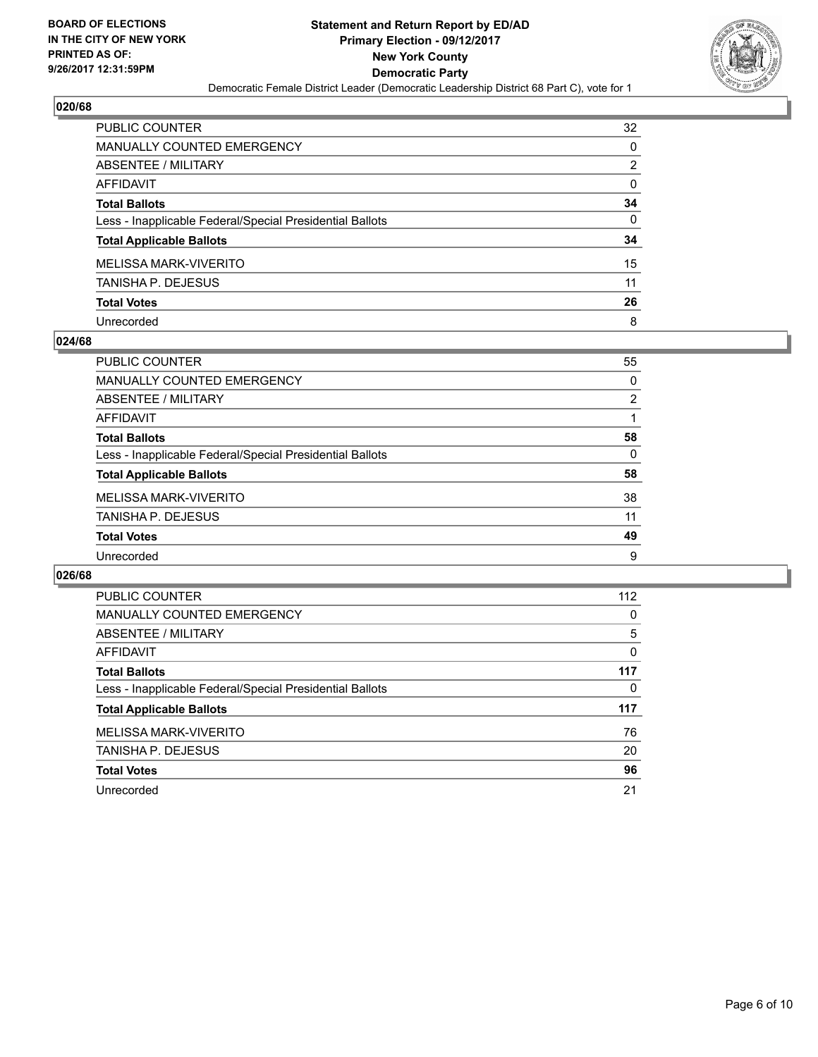**BOARD OF ELECTIONS IN THE CITY OF NEW YORK PRINTED AS OF: 9/26/2017 12:31:59PM**

**Statement and Return Report by ED/AD**
**Primary Election - 09/12/2017**
**New York County**
**Democratic Party**
Democratic Female District Leader (Democratic Leadership District 68 Part C), vote for 1

### 020/68

| | |
|---|---|
| PUBLIC COUNTER | 32 |
| MANUALLY COUNTED EMERGENCY | 0 |
| ABSENTEE / MILITARY | 2 |
| AFFIDAVIT | 0 |
| **Total Ballots** | **34** |
| Less - Inapplicable Federal/Special Presidential Ballots | 0 |
| **Total Applicable Ballots** | **34** |
| MELISSA MARK-VIVERITO | 15 |
| TANISHA P. DEJESUS | 11 |
| **Total Votes** | **26** |
| Unrecorded | 8 |

### 024/68

| | |
|---|---|
| PUBLIC COUNTER | 55 |
| MANUALLY COUNTED EMERGENCY | 0 |
| ABSENTEE / MILITARY | 2 |
| AFFIDAVIT | 1 |
| **Total Ballots** | **58** |
| Less - Inapplicable Federal/Special Presidential Ballots | 0 |
| **Total Applicable Ballots** | **58** |
| MELISSA MARK-VIVERITO | 38 |
| TANISHA P. DEJESUS | 11 |
| **Total Votes** | **49** |
| Unrecorded | 9 |

### 026/68

| | |
|---|---|
| PUBLIC COUNTER | 112 |
| MANUALLY COUNTED EMERGENCY | 0 |
| ABSENTEE / MILITARY | 5 |
| AFFIDAVIT | 0 |
| **Total Ballots** | **117** |
| Less - Inapplicable Federal/Special Presidential Ballots | 0 |
| **Total Applicable Ballots** | **117** |
| MELISSA MARK-VIVERITO | 76 |
| TANISHA P. DEJESUS | 20 |
| **Total Votes** | **96** |
| Unrecorded | 21 |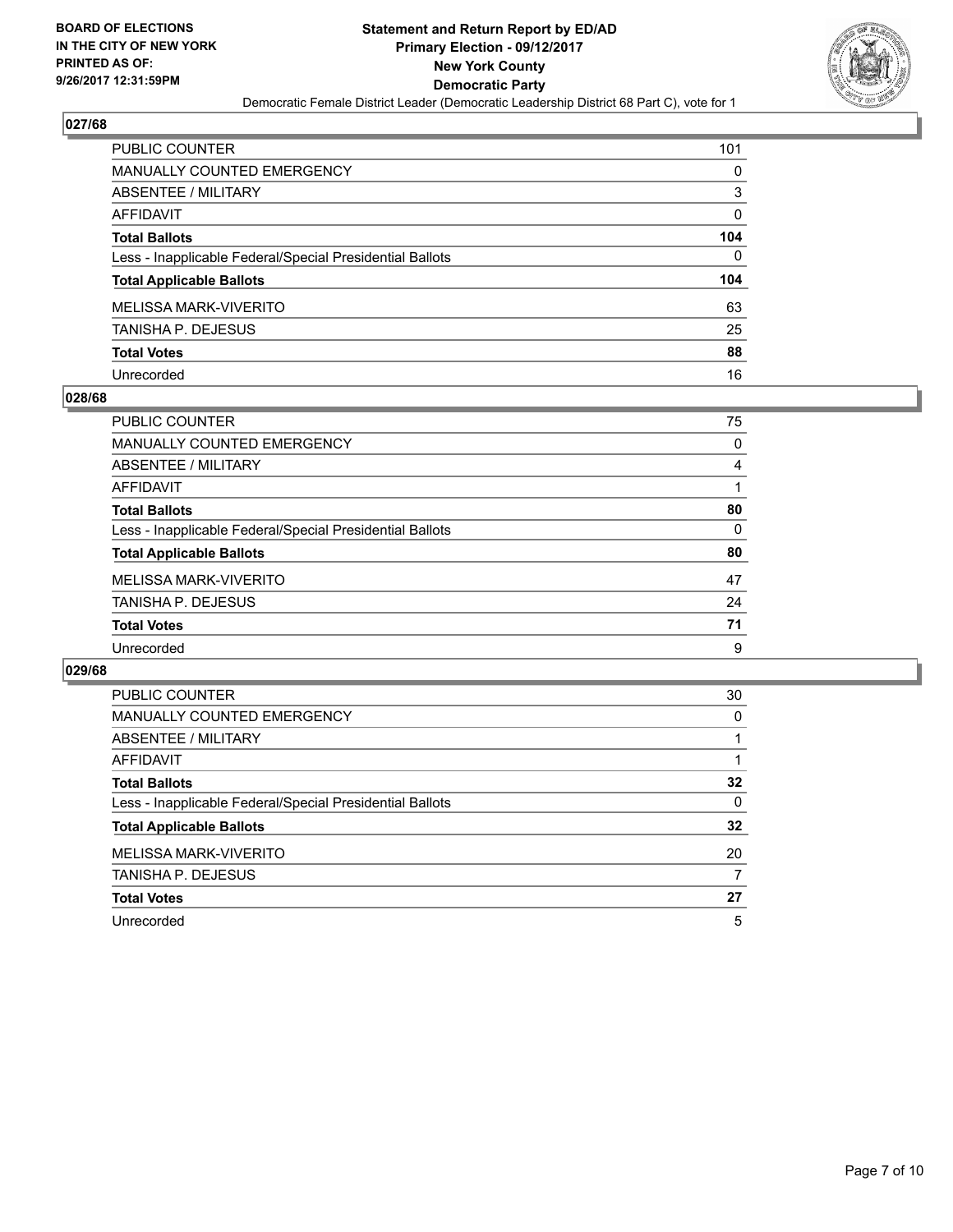**BOARD OF ELECTIONS IN THE CITY OF NEW YORK PRINTED AS OF: 9/26/2017 12:31:59PM**

**Statement and Return Report by ED/AD**
**Primary Election - 09/12/2017**
**New York County**
**Democratic Party**
Democratic Female District Leader (Democratic Leadership District 68 Part C), vote for 1

## 027/68

| | |
|---|---|
| PUBLIC COUNTER | 101 |
| MANUALLY COUNTED EMERGENCY | 0 |
| ABSENTEE / MILITARY | 3 |
| AFFIDAVIT | 0 |
| **Total Ballots** | **104** |
| Less - Inapplicable Federal/Special Presidential Ballots | 0 |
| **Total Applicable Ballots** | **104** |
| MELISSA MARK-VIVERITO | 63 |
| TANISHA P. DEJESUS | 25 |
| **Total Votes** | **88** |
| Unrecorded | 16 |

## 028/68

| | |
|---|---|
| PUBLIC COUNTER | 75 |
| MANUALLY COUNTED EMERGENCY | 0 |
| ABSENTEE / MILITARY | 4 |
| AFFIDAVIT | 1 |
| **Total Ballots** | **80** |
| Less - Inapplicable Federal/Special Presidential Ballots | 0 |
| **Total Applicable Ballots** | **80** |
| MELISSA MARK-VIVERITO | 47 |
| TANISHA P. DEJESUS | 24 |
| **Total Votes** | **71** |
| Unrecorded | 9 |

## 029/68

| | |
|---|---|
| PUBLIC COUNTER | 30 |
| MANUALLY COUNTED EMERGENCY | 0 |
| ABSENTEE / MILITARY | 1 |
| AFFIDAVIT | 1 |
| **Total Ballots** | **32** |
| Less - Inapplicable Federal/Special Presidential Ballots | 0 |
| **Total Applicable Ballots** | **32** |
| MELISSA MARK-VIVERITO | 20 |
| TANISHA P. DEJESUS | 7 |
| **Total Votes** | **27** |
| Unrecorded | 5 |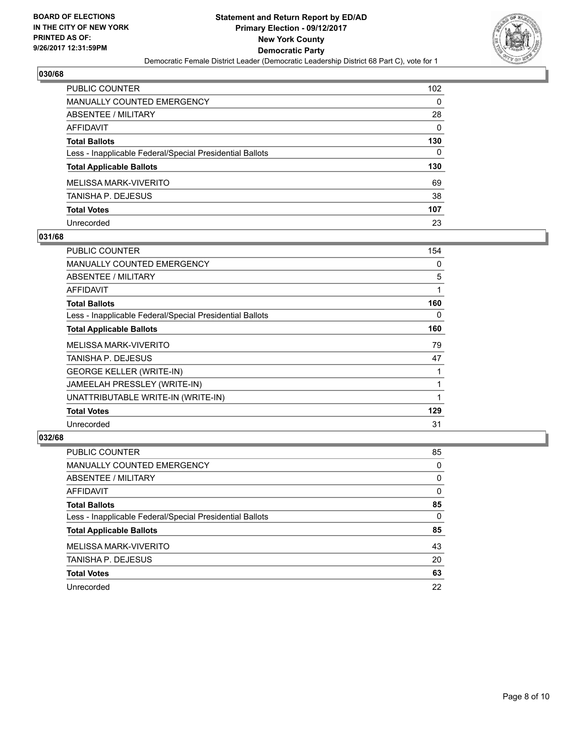**BOARD OF ELECTIONS IN THE CITY OF NEW YORK PRINTED AS OF: 9/26/2017 12:31:59PM**

**Statement and Return Report by ED/AD Primary Election - 09/12/2017 New York County Democratic Party**

Democratic Female District Leader (Democratic Leadership District 68 Part C), vote for 1

## 030/68

| | |
|---|---|
| PUBLIC COUNTER | 102 |
| MANUALLY COUNTED EMERGENCY | 0 |
| ABSENTEE / MILITARY | 28 |
| AFFIDAVIT | 0 |
| **Total Ballots** | **130** |
| Less - Inapplicable Federal/Special Presidential Ballots | 0 |
| **Total Applicable Ballots** | **130** |
| MELISSA MARK-VIVERITO | 69 |
| TANISHA P. DEJESUS | 38 |
| **Total Votes** | **107** |
| Unrecorded | 23 |

## 031/68

| | |
|---|---|
| PUBLIC COUNTER | 154 |
| MANUALLY COUNTED EMERGENCY | 0 |
| ABSENTEE / MILITARY | 5 |
| AFFIDAVIT | 1 |
| **Total Ballots** | **160** |
| Less - Inapplicable Federal/Special Presidential Ballots | 0 |
| **Total Applicable Ballots** | **160** |
| MELISSA MARK-VIVERITO | 79 |
| TANISHA P. DEJESUS | 47 |
| GEORGE KELLER (WRITE-IN) | 1 |
| JAMEELAH PRESSLEY (WRITE-IN) | 1 |
| UNATTRIBUTABLE WRITE-IN (WRITE-IN) | 1 |
| **Total Votes** | **129** |
| Unrecorded | 31 |

## 032/68

| | |
|---|---|
| PUBLIC COUNTER | 85 |
| MANUALLY COUNTED EMERGENCY | 0 |
| ABSENTEE / MILITARY | 0 |
| AFFIDAVIT | 0 |
| **Total Ballots** | **85** |
| Less - Inapplicable Federal/Special Presidential Ballots | 0 |
| **Total Applicable Ballots** | **85** |
| MELISSA MARK-VIVERITO | 43 |
| TANISHA P. DEJESUS | 20 |
| **Total Votes** | **63** |
| Unrecorded | 22 |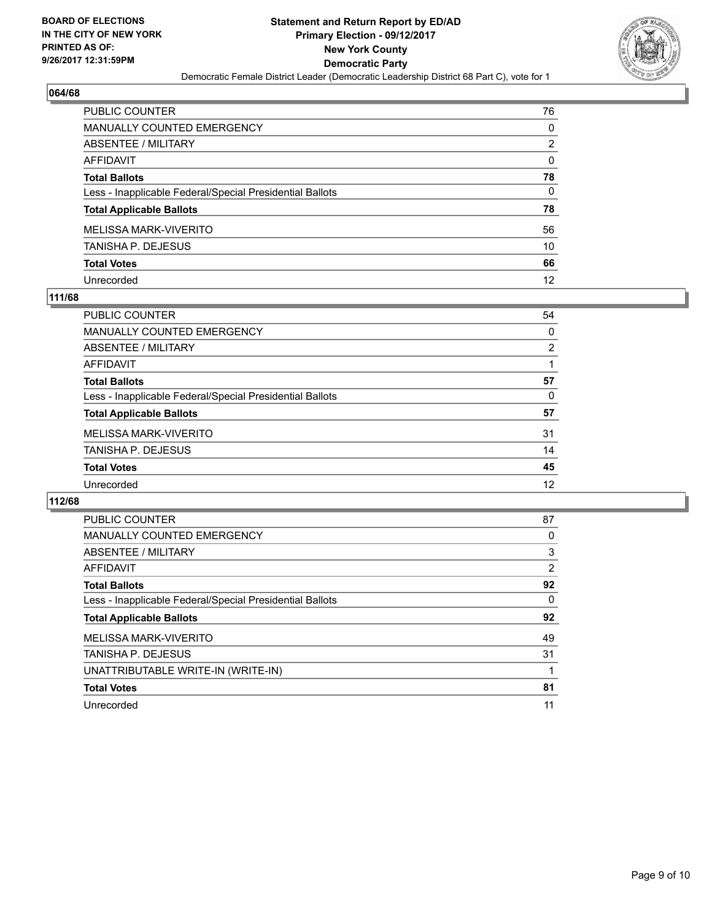BOARD OF ELECTIONS
IN THE CITY OF NEW YORK
PRINTED AS OF:
9/26/2017 12:31:59PM

**Statement and Return Report by ED/AD**
**Primary Election - 09/12/2017**
**New York County**
**Democratic Party**
Democratic Female District Leader (Democratic Leadership District 68 Part C), vote for 1

## 064/68

| | |
|---|---|
| PUBLIC COUNTER | 76 |
| MANUALLY COUNTED EMERGENCY | 0 |
| ABSENTEE / MILITARY | 2 |
| AFFIDAVIT | 0 |
| **Total Ballots** | **78** |
| Less - Inapplicable Federal/Special Presidential Ballots | 0 |
| **Total Applicable Ballots** | **78** |
| MELISSA MARK-VIVERITO | 56 |
| TANISHA P. DEJESUS | 10 |
| **Total Votes** | **66** |
| Unrecorded | 12 |

## 111/68

| | |
|---|---|
| PUBLIC COUNTER | 54 |
| MANUALLY COUNTED EMERGENCY | 0 |
| ABSENTEE / MILITARY | 2 |
| AFFIDAVIT | 1 |
| **Total Ballots** | **57** |
| Less - Inapplicable Federal/Special Presidential Ballots | 0 |
| **Total Applicable Ballots** | **57** |
| MELISSA MARK-VIVERITO | 31 |
| TANISHA P. DEJESUS | 14 |
| **Total Votes** | **45** |
| Unrecorded | 12 |

## 112/68

| | |
|---|---|
| PUBLIC COUNTER | 87 |
| MANUALLY COUNTED EMERGENCY | 0 |
| ABSENTEE / MILITARY | 3 |
| AFFIDAVIT | 2 |
| **Total Ballots** | **92** |
| Less - Inapplicable Federal/Special Presidential Ballots | 0 |
| **Total Applicable Ballots** | **92** |
| MELISSA MARK-VIVERITO | 49 |
| TANISHA P. DEJESUS | 31 |
| UNATTRIBUTABLE WRITE-IN (WRITE-IN) | 1 |
| **Total Votes** | **81** |
| Unrecorded | 11 |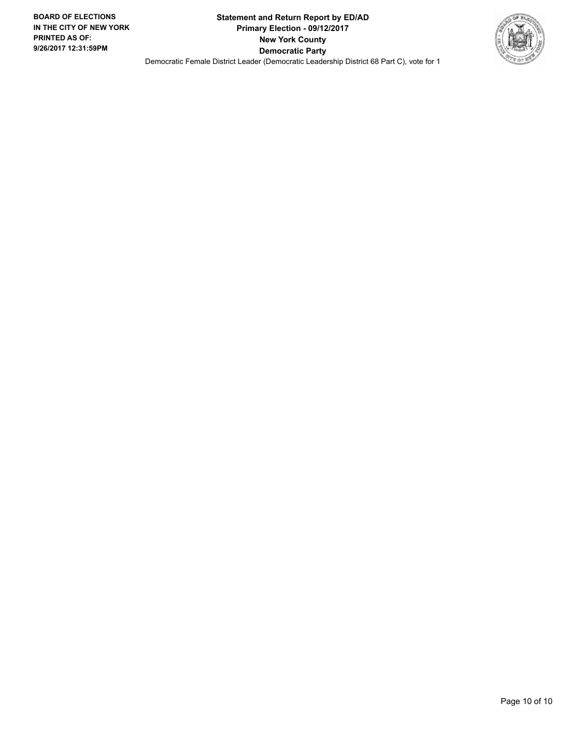Democratic Female District Leader (Democratic Leadership District 68 Part C), vote for 1